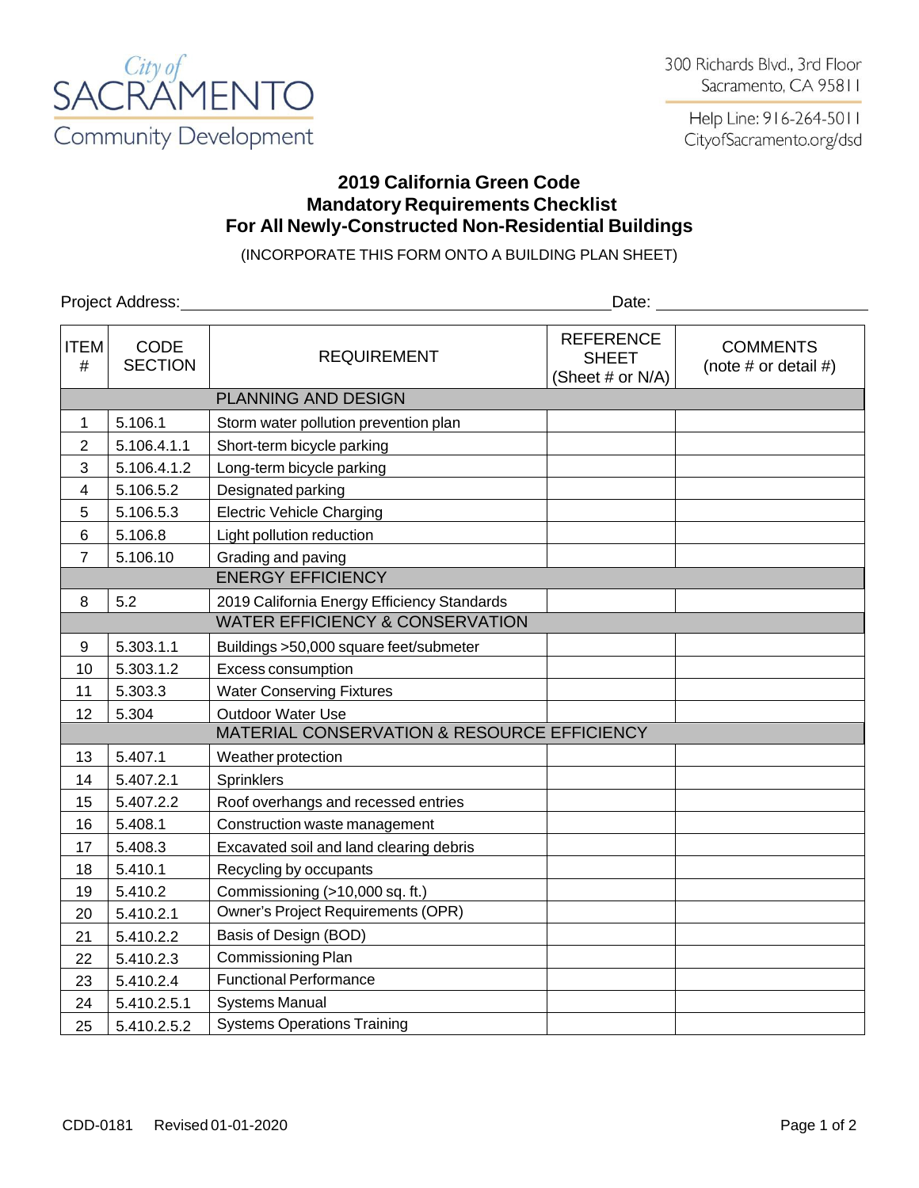City of SACRAMENTO Community Development

300 Richards Blvd., 3rd Floor
Sacramento, CA 95811

Help Line: 916-264-5011
CityofSacramento.org/dsd

# 2019 California Green Code
# Mandatory Requirements Checklist
# For All Newly-Constructed Non-Residential Buildings

(INCORPORATE THIS FORM ONTO A BUILDING PLAN SHEET)

Project Address: ______________________________ Date: ____________

| ITEM # | CODE SECTION | REQUIREMENT | REFERENCE SHEET (Sheet # or N/A) | COMMENTS (note # or detail #) |
|---|---|---|---|---|
| | | PLANNING AND DESIGN | | |
| 1 | 5.106.1 | Storm water pollution prevention plan | | |
| 2 | 5.106.4.1.1 | Short-term bicycle parking | | |
| 3 | 5.106.4.1.2 | Long-term bicycle parking | | |
| 4 | 5.106.5.2 | Designated parking | | |
| 5 | 5.106.5.3 | Electric Vehicle Charging | | |
| 6 | 5.106.8 | Light pollution reduction | | |
| 7 | 5.106.10 | Grading and paving | | |
| | | ENERGY EFFICIENCY | | |
| 8 | 5.2 | 2019 California Energy Efficiency Standards | | |
| | | WATER EFFICIENCY & CONSERVATION | | |
| 9 | 5.303.1.1 | Buildings >50,000 square feet/submeter | | |
| 10 | 5.303.1.2 | Excess consumption | | |
| 11 | 5.303.3 | Water Conserving Fixtures | | |
| 12 | 5.304 | Outdoor Water Use | | |
| | | MATERIAL CONSERVATION & RESOURCE EFFICIENCY | | |
| 13 | 5.407.1 | Weather protection | | |
| 14 | 5.407.2.1 | Sprinklers | | |
| 15 | 5.407.2.2 | Roof overhangs and recessed entries | | |
| 16 | 5.408.1 | Construction waste management | | |
| 17 | 5.408.3 | Excavated soil and land clearing debris | | |
| 18 | 5.410.1 | Recycling by occupants | | |
| 19 | 5.410.2 | Commissioning (>10,000 sq. ft.) | | |
| 20 | 5.410.2.1 | Owner's Project Requirements (OPR) | | |
| 21 | 5.410.2.2 | Basis of Design (BOD) | | |
| 22 | 5.410.2.3 | Commissioning Plan | | |
| 23 | 5.410.2.4 | Functional Performance | | |
| 24 | 5.410.2.5.1 | Systems Manual | | |
| 25 | 5.410.2.5.2 | Systems Operations Training | | |

CDD-0181 Revised 01-01-2020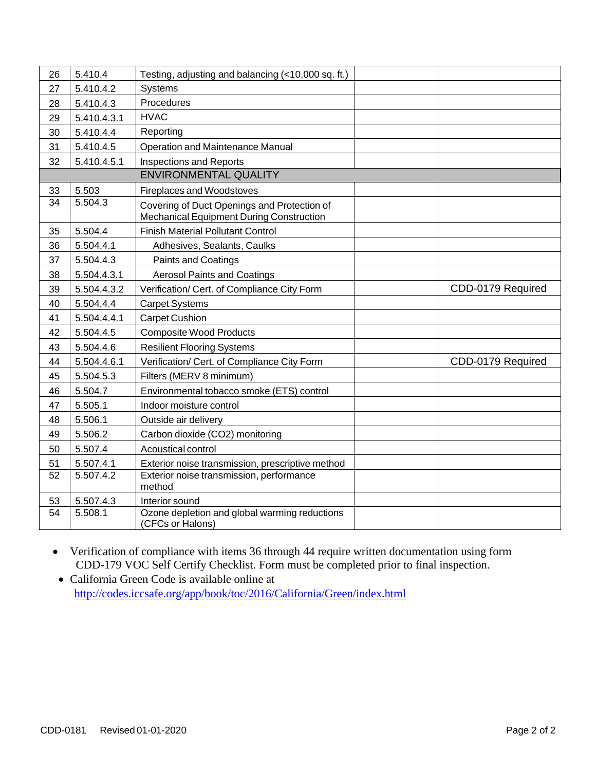| | | | | |
|---|---|---|---|---|
| 26 | 5.410.4 | Testing, adjusting and balancing (<10,000 sq. ft.) | | |
| 27 | 5.410.4.2 | Systems | | |
| 28 | 5.410.4.3 | Procedures | | |
| 29 | 5.410.4.3.1 | HVAC | | |
| 30 | 5.410.4.4 | Reporting | | |
| 31 | 5.410.4.5 | Operation and Maintenance Manual | | |
| 32 | 5.410.4.5.1 | Inspections and Reports | | |
| | | ENVIRONMENTAL QUALITY | | |
| 33 | 5.503 | Fireplaces and Woodstoves | | |
| 34 | 5.504.3 | Covering of Duct Openings and Protection of Mechanical Equipment During Construction | | |
| 35 | 5.504.4 | Finish Material Pollutant Control | | |
| 36 | 5.504.4.1 | Adhesives, Sealants, Caulks | | |
| 37 | 5.504.4.3 | Paints and Coatings | | |
| 38 | 5.504.4.3.1 | Aerosol Paints and Coatings | | |
| 39 | 5.504.4.3.2 | Verification/ Cert. of Compliance City Form | | CDD-0179 Required |
| 40 | 5.504.4.4 | Carpet Systems | | |
| 41 | 5.504.4.4.1 | Carpet Cushion | | |
| 42 | 5.504.4.5 | Composite Wood Products | | |
| 43 | 5.504.4.6 | Resilient Flooring Systems | | |
| 44 | 5.504.4.6.1 | Verification/ Cert. of Compliance City Form | | CDD-0179 Required |
| 45 | 5.504.5.3 | Filters (MERV 8 minimum) | | |
| 46 | 5.504.7 | Environmental tobacco smoke (ETS) control | | |
| 47 | 5.505.1 | Indoor moisture control | | |
| 48 | 5.506.1 | Outside air delivery | | |
| 49 | 5.506.2 | Carbon dioxide (CO2) monitoring | | |
| 50 | 5.507.4 | Acoustical control | | |
| 51 | 5.507.4.1 | Exterior noise transmission, prescriptive method | | |
| 52 | 5.507.4.2 | Exterior noise transmission, performance method | | |
| 53 | 5.507.4.3 | Interior sound | | |
| 54 | 5.508.1 | Ozone depletion and global warming reductions (CFCs or Halons) | | |

- Verification of compliance with items 36 through 44 require written documentation using form CDD-179 VOC Self Certify Checklist. Form must be completed prior to final inspection.
- California Green Code is available online at http://codes.iccsafe.org/app/book/toc/2016/California/Green/index.html

CDD-0181 Revised 01-01-2020